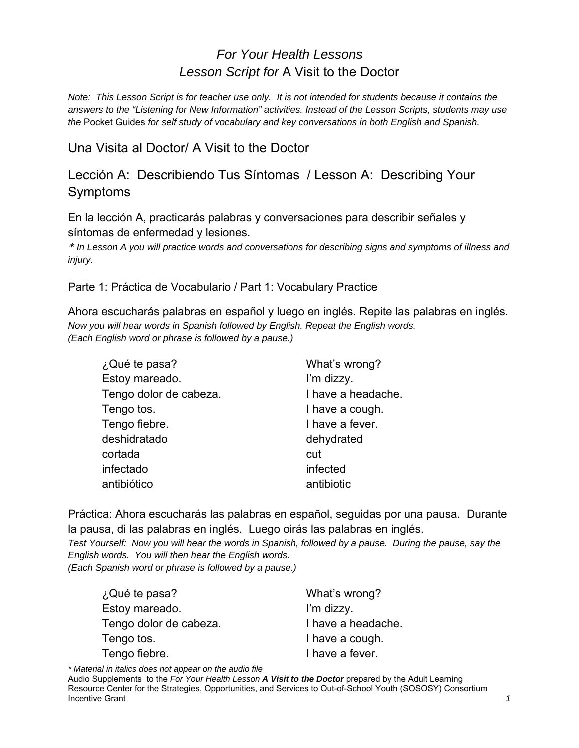*For Your Health Lessons*
*Lesson Script for* A Visit to the Doctor

*Note: This Lesson Script is for teacher use only. It is not intended for students because it contains the answers to the "Listening for New Information" activities. Instead of the Lesson Scripts, students may use the* Pocket Guides *for self study of vocabulary and key conversations in both English and Spanish.*

# Una Visita al Doctor/ A Visit to the Doctor

## Lección A: Describiendo Tus Síntomas / Lesson A: Describing Your Symptoms

En la lección A, practicarás palabras y conversaciones para describir señales y síntomas de enfermedad y lesiones.
* *In Lesson A you will practice words and conversations for describing signs and symptoms of illness and injury.*

### Parte 1: Práctica de Vocabulario / Part 1: Vocabulary Practice

Ahora escucharás palabras en español y luego en inglés. Repite las palabras en inglés.
*Now you will hear words in Spanish followed by English. Repeat the English words.*
*(Each English word or phrase is followed by a pause.)*

| | |
|---|---|
| ¿Qué te pasa? | What's wrong? |
| Estoy mareado. | I'm dizzy. |
| Tengo dolor de cabeza. | I have a headache. |
| Tengo tos. | I have a cough. |
| Tengo fiebre. | I have a fever. |
| deshidratado | dehydrated |
| cortada | cut |
| infectado | infected |
| antibiótico | antibiotic |

Práctica: Ahora escucharás las palabras en español, seguidas por una pausa. Durante la pausa, di las palabras en inglés. Luego oirás las palabras en inglés.
*Test Yourself: Now you will hear the words in Spanish, followed by a pause. During the pause, say the English words. You will then hear the English words.*
*(Each Spanish word or phrase is followed by a pause.)*

| | |
|---|---|
| ¿Qué te pasa? | What's wrong? |
| Estoy mareado. | I'm dizzy. |
| Tengo dolor de cabeza. | I have a headache. |
| Tengo tos. | I have a cough. |
| Tengo fiebre. | I have a fever. |

*\* Material in italics does not appear on the audio file*
Audio Supplements to the *For Your Health Lesson* ***A Visit to the Doctor*** prepared by the Adult Learning Resource Center for the Strategies, Opportunities, and Services to Out-of-School Youth (SOSOSY) Consortium Incentive Grant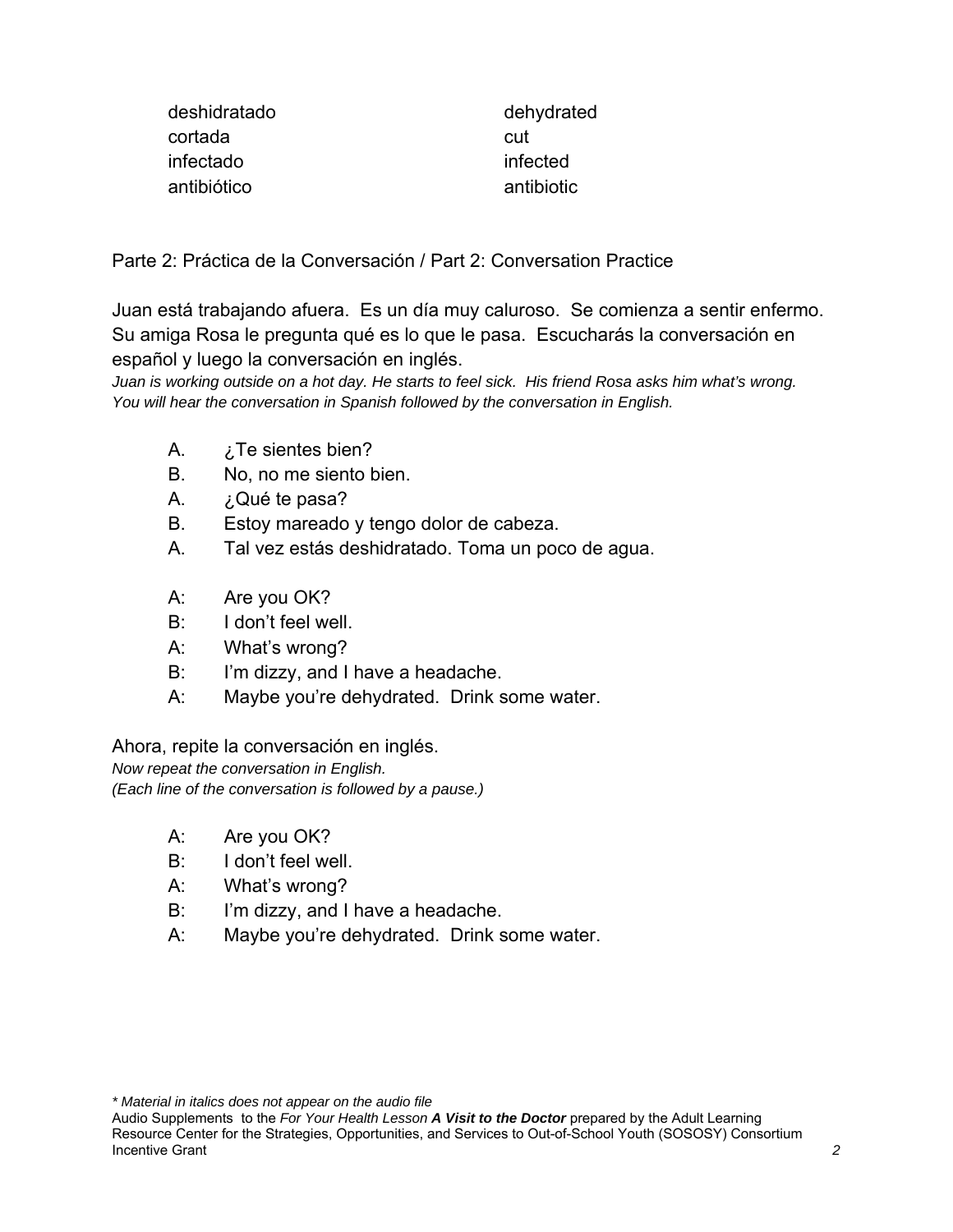| | |
|---|---|
| deshidratado | dehydrated |
| cortada | cut |
| infectado | infected |
| antibiótico | antibiotic |

## Parte 2: Práctica de la Conversación / Part 2: Conversation Practice

Juan está trabajando afuera. Es un día muy caluroso. Se comienza a sentir enfermo. Su amiga Rosa le pregunta qué es lo que le pasa. Escucharás la conversación en español y luego la conversación en inglés.

*Juan is working outside on a hot day. He starts to feel sick. His friend Rosa asks him what's wrong. You will hear the conversation in Spanish followed by the conversation in English.*

A. ¿Te sientes bien?
B. No, no me siento bien.
A. ¿Qué te pasa?
B. Estoy mareado y tengo dolor de cabeza.
A. Tal vez estás deshidratado. Toma un poco de agua.

A: Are you OK?
B: I don't feel well.
A: What's wrong?
B: I'm dizzy, and I have a headache.
A: Maybe you're dehydrated. Drink some water.

Ahora, repite la conversación en inglés.
*Now repeat the conversation in English.*
*(Each line of the conversation is followed by a pause.)*

A: Are you OK?
B: I don't feel well.
A: What's wrong?
B: I'm dizzy, and I have a headache.
A: Maybe you're dehydrated. Drink some water.

*\* Material in italics does not appear on the audio file*
Audio Supplements to the *For Your Health Lesson* ***A Visit to the Doctor*** prepared by the Adult Learning Resource Center for the Strategies, Opportunities, and Services to Out-of-School Youth (SOSOSY) Consortium Incentive Grant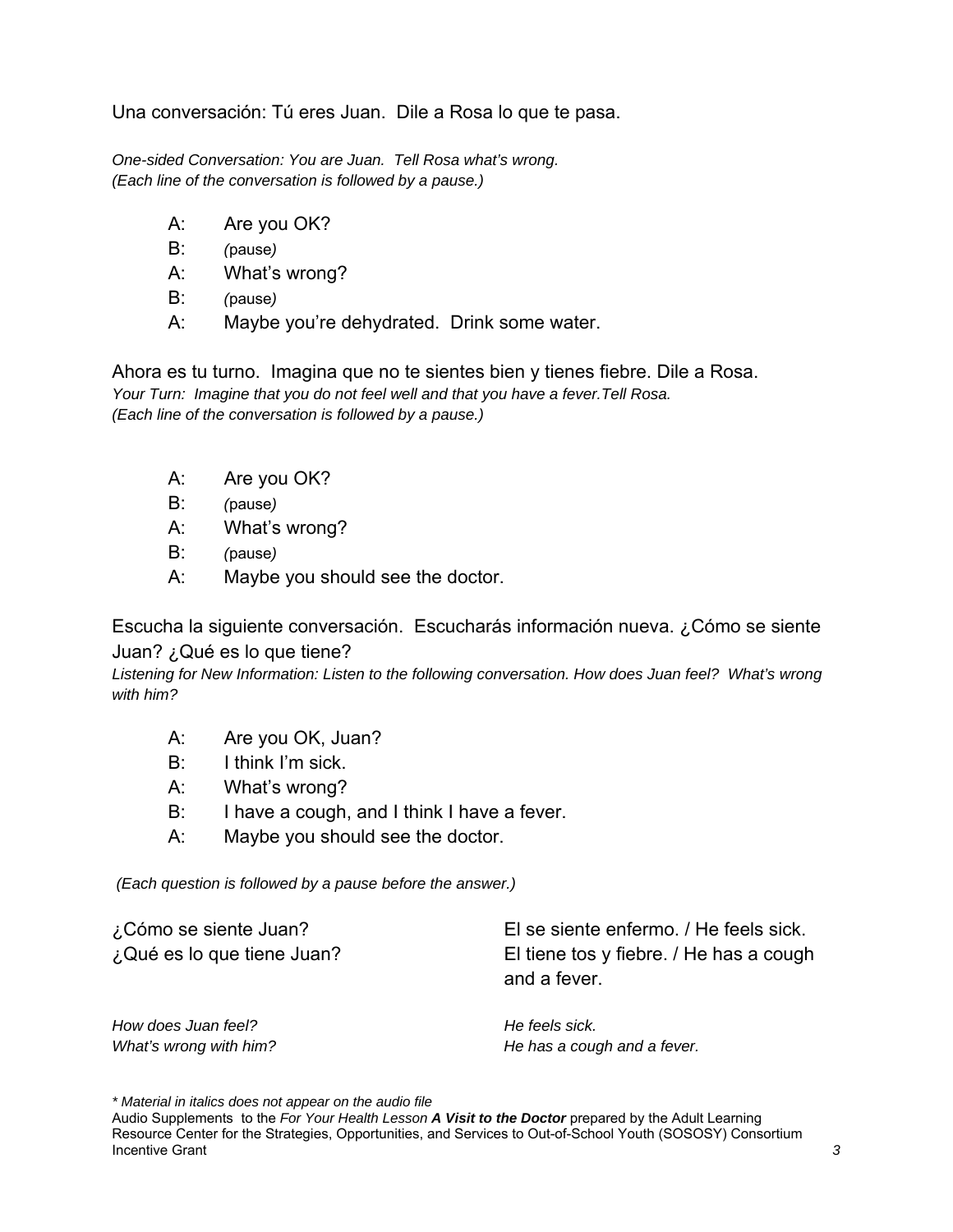Una conversación: Tú eres Juan. Dile a Rosa lo que te pasa.

*One-sided Conversation: You are Juan. Tell Rosa what's wrong.*
*(Each line of the conversation is followed by a pause.)*

A: Are you OK?
B: *(pause)*
A: What's wrong?
B: *(pause)*
A: Maybe you're dehydrated. Drink some water.

Ahora es tu turno. Imagina que no te sientes bien y tienes fiebre. Dile a Rosa.
*Your Turn: Imagine that you do not feel well and that you have a fever.Tell Rosa.*
*(Each line of the conversation is followed by a pause.)*

A: Are you OK?
B: *(pause)*
A: What's wrong?
B: *(pause)*
A: Maybe you should see the doctor.

Escucha la siguiente conversación. Escucharás información nueva. ¿Cómo se siente Juan? ¿Qué es lo que tiene?
*Listening for New Information: Listen to the following conversation. How does Juan feel? What's wrong with him?*

A: Are you OK, Juan?
B: I think I'm sick.
A: What's wrong?
B: I have a cough, and I think I have a fever.
A: Maybe you should see the doctor.

*(Each question is followed by a pause before the answer.)*

| | |
|---|---|
| ¿Cómo se siente Juan? | El se siente enfermo. / He feels sick. |
| ¿Qué es lo que tiene Juan? | El tiene tos y fiebre. / He has a cough and a fever. |
| *How does Juan feel?* | *He feels sick.* |
| *What's wrong with him?* | *He has a cough and a fever.* |

*\* Material in italics does not appear on the audio file*
Audio Supplements to the *For Your Health Lesson* ***A Visit to the Doctor*** prepared by the Adult Learning Resource Center for the Strategies, Opportunities, and Services to Out-of-School Youth (SOSOSY) Consortium Incentive Grant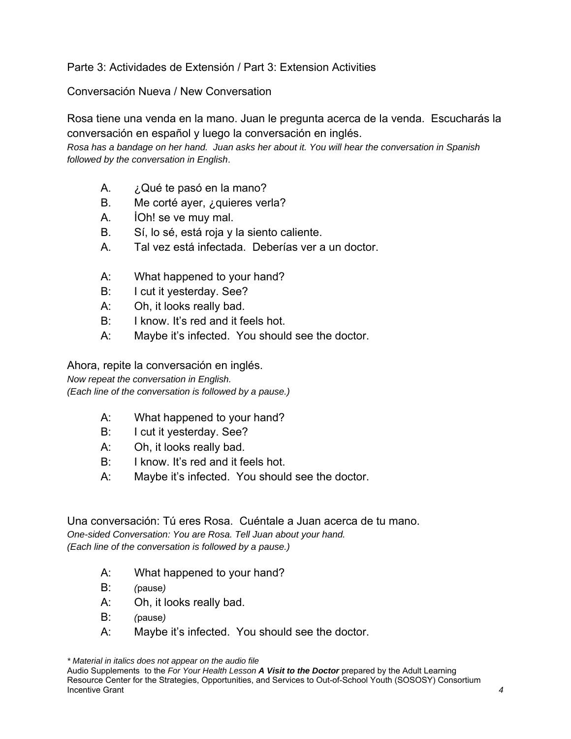Parte 3: Actividades de Extensión / Part 3: Extension Activities

Conversación Nueva / New Conversation

Rosa tiene una venda en la mano. Juan le pregunta acerca de la venda. Escucharás la conversación en español y luego la conversación en inglés.
*Rosa has a bandage on her hand. Juan asks her about it. You will hear the conversation in Spanish followed by the conversation in English.*

A. ¿Qué te pasó en la mano?
B. Me corté ayer, ¿quieres verla?
A. ¡Oh! se ve muy mal.
B. Sí, lo sé, está roja y la siento caliente.
A. Tal vez está infectada. Deberías ver a un doctor.

A: What happened to your hand?
B: I cut it yesterday. See?
A: Oh, it looks really bad.
B: I know. It's red and it feels hot.
A: Maybe it's infected. You should see the doctor.

Ahora, repite la conversación en inglés.
*Now repeat the conversation in English.*
*(Each line of the conversation is followed by a pause.)*

A: What happened to your hand?
B: I cut it yesterday. See?
A: Oh, it looks really bad.
B: I know. It's red and it feels hot.
A: Maybe it's infected. You should see the doctor.

Una conversación: Tú eres Rosa. Cuéntale a Juan acerca de tu mano.
*One-sided Conversation: You are Rosa. Tell Juan about your hand.*
*(Each line of the conversation is followed by a pause.)*

A: What happened to your hand?
B: *(pause)*
A: Oh, it looks really bad.
B: *(pause)*
A: Maybe it's infected. You should see the doctor.

*\* Material in italics does not appear on the audio file*

Audio Supplements to the *For Your Health Lesson* ***A Visit to the Doctor*** prepared by the Adult Learning Resource Center for the Strategies, Opportunities, and Services to Out-of-School Youth (SOSOSY) Consortium Incentive Grant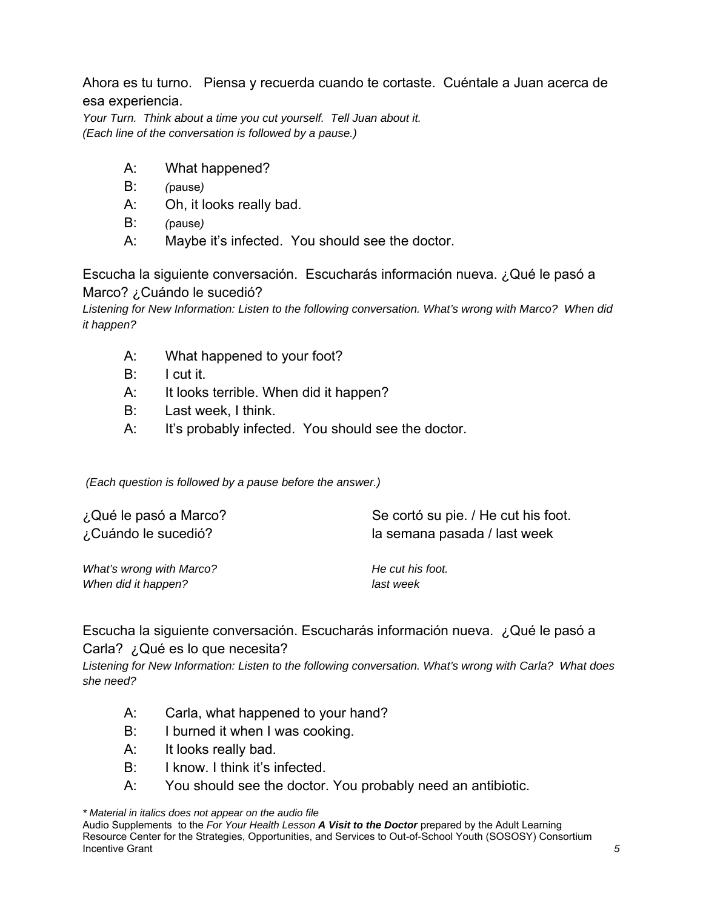Ahora es tu turno.   Piensa y recuerda cuando te cortaste.  Cuéntale a Juan acerca de esa experiencia.

*Your Turn.  Think about a time you cut yourself.  Tell Juan about it.*
*(Each line of the conversation is followed by a pause.)*

A: What happened?
B: *(*pause*)*
A: Oh, it looks really bad.
B: *(*pause*)*
A: Maybe it's infected.  You should see the doctor.

Escucha la siguiente conversación.  Escucharás información nueva. ¿Qué le pasó a Marco? ¿Cuándo le sucedió?

*Listening for New Information: Listen to the following conversation. What's wrong with Marco?  When did it happen?*

A: What happened to your foot?
B: I cut it.
A: It looks terrible. When did it happen?
B: Last week, I think.
A: It's probably infected.  You should see the doctor.

*(Each question is followed by a pause before the answer.)*

| | |
|---|---|
| ¿Qué le pasó a Marco? | Se cortó su pie. / He cut his foot. |
| ¿Cuándo le sucedió? | la semana pasada / last week |
| *What's wrong with Marco?* | *He cut his foot.* |
| *When did it happen?* | *last week* |

Escucha la siguiente conversación. Escucharás información nueva.  ¿Qué le pasó a Carla?  ¿Qué es lo que necesita?

*Listening for New Information: Listen to the following conversation. What's wrong with Carla?  What does she need?*

A: Carla, what happened to your hand?
B: I burned it when I was cooking.
A: It looks really bad.
B: I know. I think it's infected.
A: You should see the doctor. You probably need an antibiotic.

*\* Material in italics does not appear on the audio file*
Audio Supplements to the *For Your Health Lesson* ***A Visit to the Doctor*** prepared by the Adult Learning Resource Center for the Strategies, Opportunities, and Services to Out-of-School Youth (SOSOSY) Consortium Incentive Grant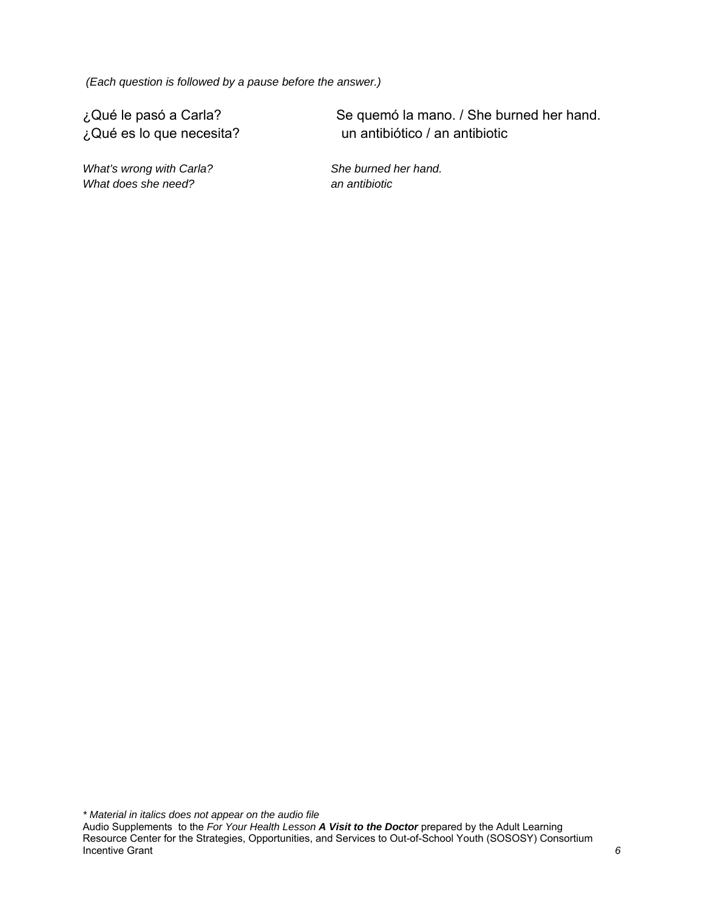*(Each question is followed by a pause before the answer.)*

| | |
|---|---|
| ¿Qué le pasó a Carla? | Se quemó la mano. / She burned her hand. |
| ¿Qué es lo que necesita? | un antibiótico / an antibiotic |
| *What's wrong with Carla?* | *She burned her hand.* |
| *What does she need?* | *an antibiotic* |

*\* Material in italics does not appear on the audio file*

Audio Supplements to the *For Your Health Lesson* ***A Visit to the Doctor*** prepared by the Adult Learning Resource Center for the Strategies, Opportunities, and Services to Out-of-School Youth (SOSOSY) Consortium Incentive Grant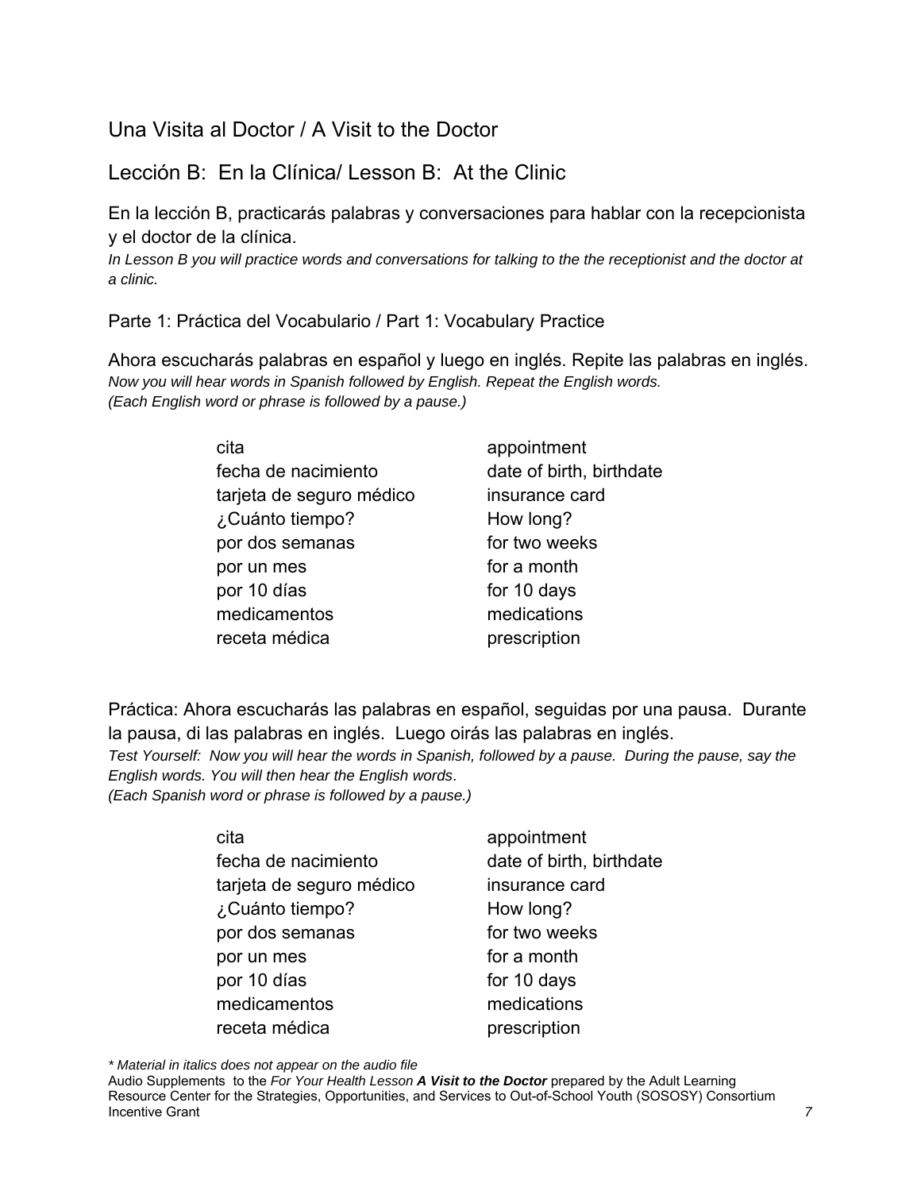## Una Visita al Doctor / A Visit to the Doctor

## Lección B: En la Clínica/ Lesson B: At the Clinic

En la lección B, practicarás palabras y conversaciones para hablar con la recepcionista y el doctor de la clínica.
*In Lesson B you will practice words and conversations for talking to the the receptionist and the doctor at a clinic.*

### Parte 1: Práctica del Vocabulario / Part 1: Vocabulary Practice

Ahora escucharás palabras en español y luego en inglés. Repite las palabras en inglés.
*Now you will hear words in Spanish followed by English. Repeat the English words.*
*(Each English word or phrase is followed by a pause.)*

| | |
|---|---|
| cita | appointment |
| fecha de nacimiento | date of birth, birthdate |
| tarjeta de seguro médico | insurance card |
| ¿Cuánto tiempo? | How long? |
| por dos semanas | for two weeks |
| por un mes | for a month |
| por 10 días | for 10 days |
| medicamentos | medications |
| receta médica | prescription |

Práctica: Ahora escucharás las palabras en español, seguidas por una pausa. Durante la pausa, di las palabras en inglés. Luego oirás las palabras en inglés.
*Test Yourself: Now you will hear the words in Spanish, followed by a pause. During the pause, say the English words. You will then hear the English words.*
*(Each Spanish word or phrase is followed by a pause.)*

| | |
|---|---|
| cita | appointment |
| fecha de nacimiento | date of birth, birthdate |
| tarjeta de seguro médico | insurance card |
| ¿Cuánto tiempo? | How long? |
| por dos semanas | for two weeks |
| por un mes | for a month |
| por 10 días | for 10 days |
| medicamentos | medications |
| receta médica | prescription |

*\* Material in italics does not appear on the audio file*
Audio Supplements to the *For Your Health Lesson* ***A Visit to the Doctor*** prepared by the Adult Learning Resource Center for the Strategies, Opportunities, and Services to Out-of-School Youth (SOSOSY) Consortium Incentive Grant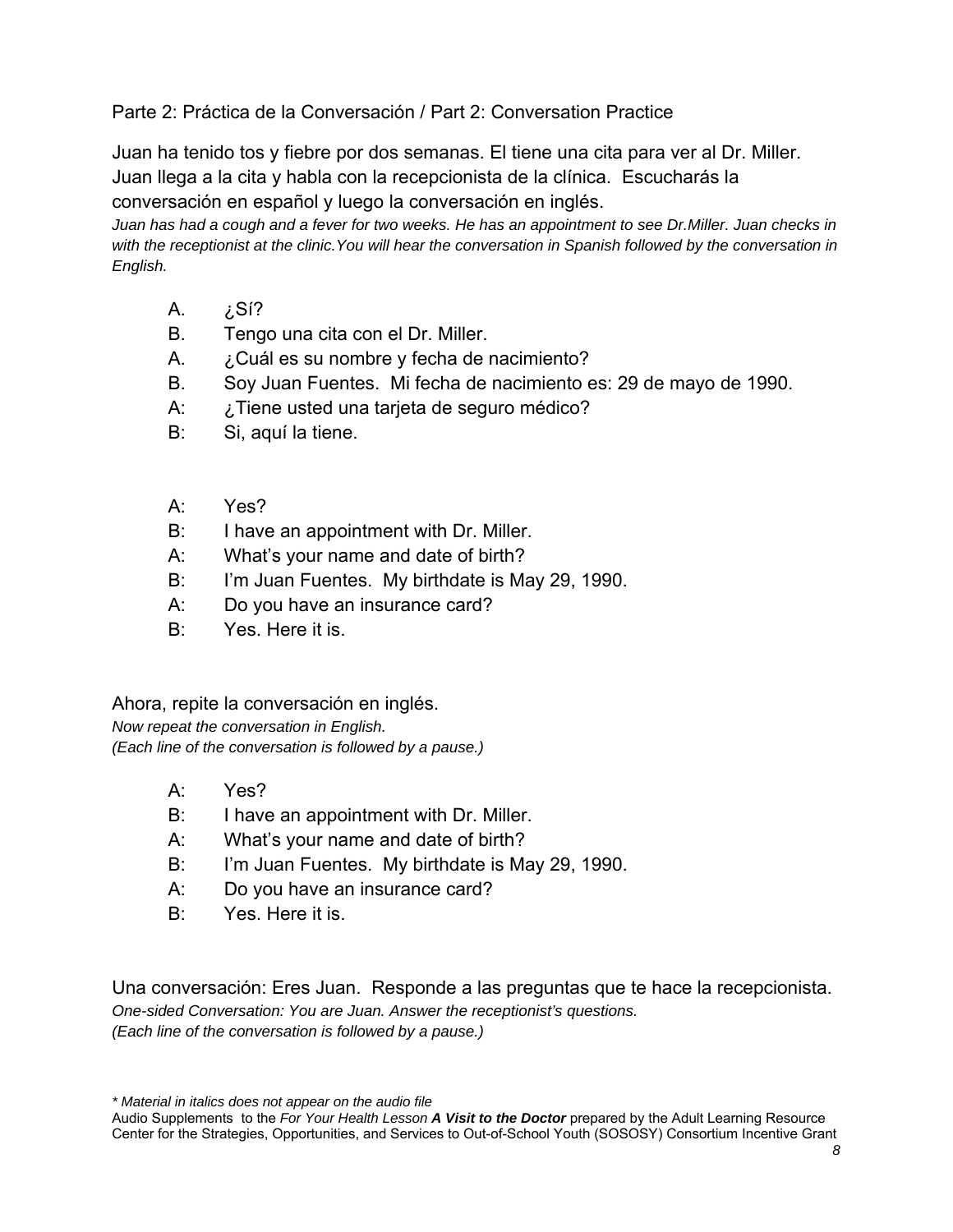Parte 2: Práctica de la Conversación / Part 2: Conversation Practice

Juan ha tenido tos y fiebre por dos semanas. El tiene una cita para ver al Dr. Miller. Juan llega a la cita y habla con la recepcionista de la clínica. Escucharás la conversación en español y luego la conversación en inglés.

*Juan has had a cough and a fever for two weeks. He has an appointment to see Dr.Miller. Juan checks in with the receptionist at the clinic.You will hear the conversation in Spanish followed by the conversation in English.*

A. ¿Sí?
B. Tengo una cita con el Dr. Miller.
A. ¿Cuál es su nombre y fecha de nacimiento?
B. Soy Juan Fuentes. Mi fecha de nacimiento es: 29 de mayo de 1990.
A: ¿Tiene usted una tarjeta de seguro médico?
B: Si, aquí la tiene.

A: Yes?
B: I have an appointment with Dr. Miller.
A: What's your name and date of birth?
B: I'm Juan Fuentes. My birthdate is May 29, 1990.
A: Do you have an insurance card?
B: Yes. Here it is.

Ahora, repite la conversación en inglés.
*Now repeat the conversation in English.*
*(Each line of the conversation is followed by a pause.)*

A: Yes?
B: I have an appointment with Dr. Miller.
A: What's your name and date of birth?
B: I'm Juan Fuentes. My birthdate is May 29, 1990.
A: Do you have an insurance card?
B: Yes. Here it is.

Una conversación: Eres Juan. Responde a las preguntas que te hace la recepcionista.
*One-sided Conversation: You are Juan. Answer the receptionist's questions.*
*(Each line of the conversation is followed by a pause.)*

*\* Material in italics does not appear on the audio file*
Audio Supplements to the *For Your Health Lesson* ***A Visit to the Doctor*** prepared by the Adult Learning Resource Center for the Strategies, Opportunities, and Services to Out-of-School Youth (SOSOSY) Consortium Incentive Grant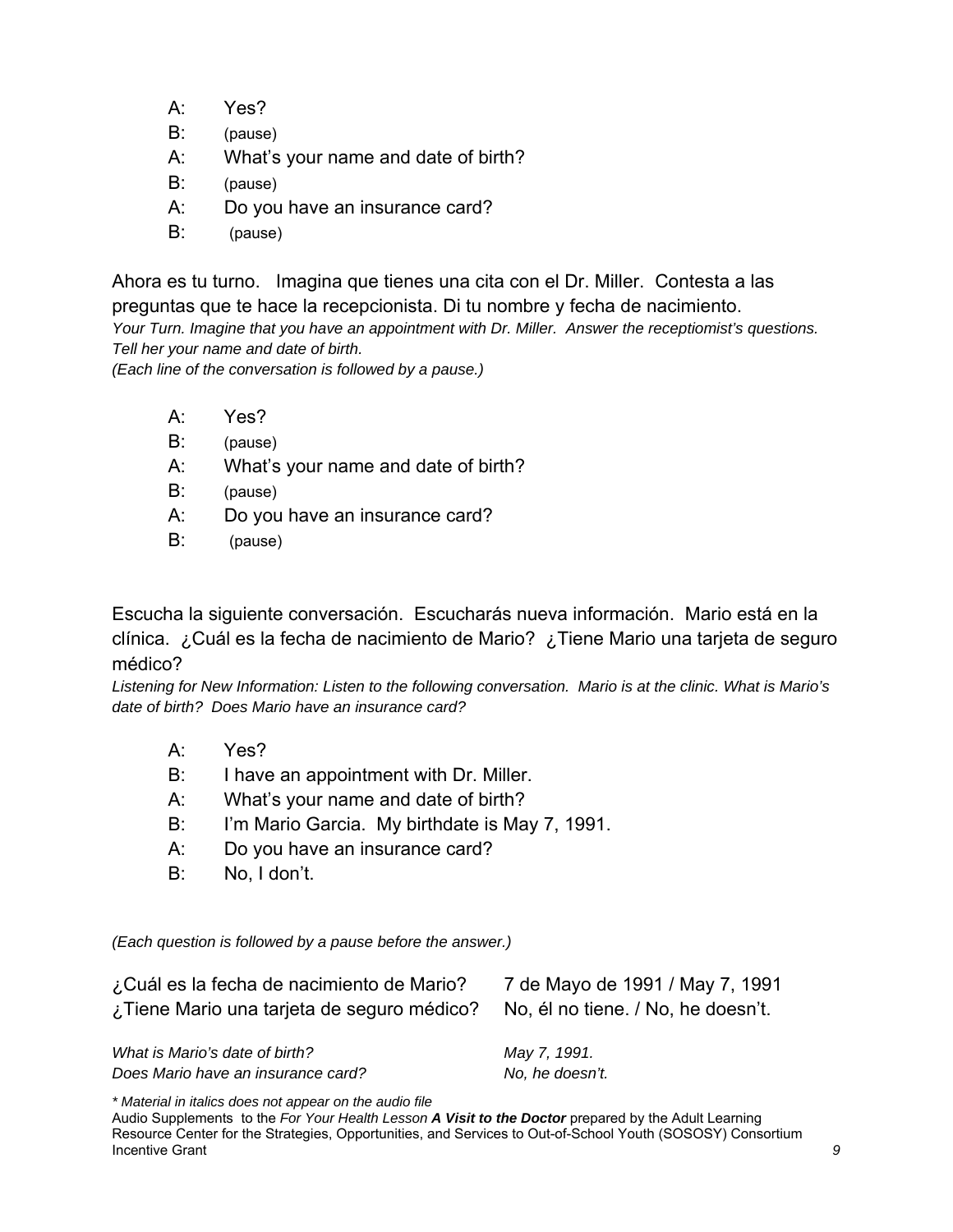A: Yes?
B: (pause)
A: What's your name and date of birth?
B: (pause)
A: Do you have an insurance card?
B: (pause)

Ahora es tu turno. Imagina que tienes una cita con el Dr. Miller. Contesta a las preguntas que te hace la recepcionista. Di tu nombre y fecha de nacimiento.
*Your Turn. Imagine that you have an appointment with Dr. Miller. Answer the receptiomist's questions. Tell her your name and date of birth.*
*(Each line of the conversation is followed by a pause.)*

A: Yes?
B: (pause)
A: What's your name and date of birth?
B: (pause)
A: Do you have an insurance card?
B: (pause)

Escucha la siguiente conversación. Escucharás nueva información. Mario está en la clínica. ¿Cuál es la fecha de nacimiento de Mario? ¿Tiene Mario una tarjeta de seguro médico?
*Listening for New Information: Listen to the following conversation. Mario is at the clinic. What is Mario's date of birth? Does Mario have an insurance card?*

A: Yes?
B: I have an appointment with Dr. Miller.
A: What's your name and date of birth?
B: I'm Mario Garcia. My birthdate is May 7, 1991.
A: Do you have an insurance card?
B: No, I don't.

*(Each question is followed by a pause before the answer.)*

| | |
|---|---|
| ¿Cuál es la fecha de nacimiento de Mario? | 7 de Mayo de 1991 / May 7, 1991 |
| ¿Tiene Mario una tarjeta de seguro médico? | No, él no tiene. / No, he doesn't. |
| *What is Mario's date of birth?* | *May 7, 1991.* |
| *Does Mario have an insurance card?* | *No, he doesn't.* |

*\* Material in italics does not appear on the audio file*
Audio Supplements to the *For Your Health Lesson* ***A Visit to the Doctor*** prepared by the Adult Learning Resource Center for the Strategies, Opportunities, and Services to Out-of-School Youth (SOSOSY) Consortium Incentive Grant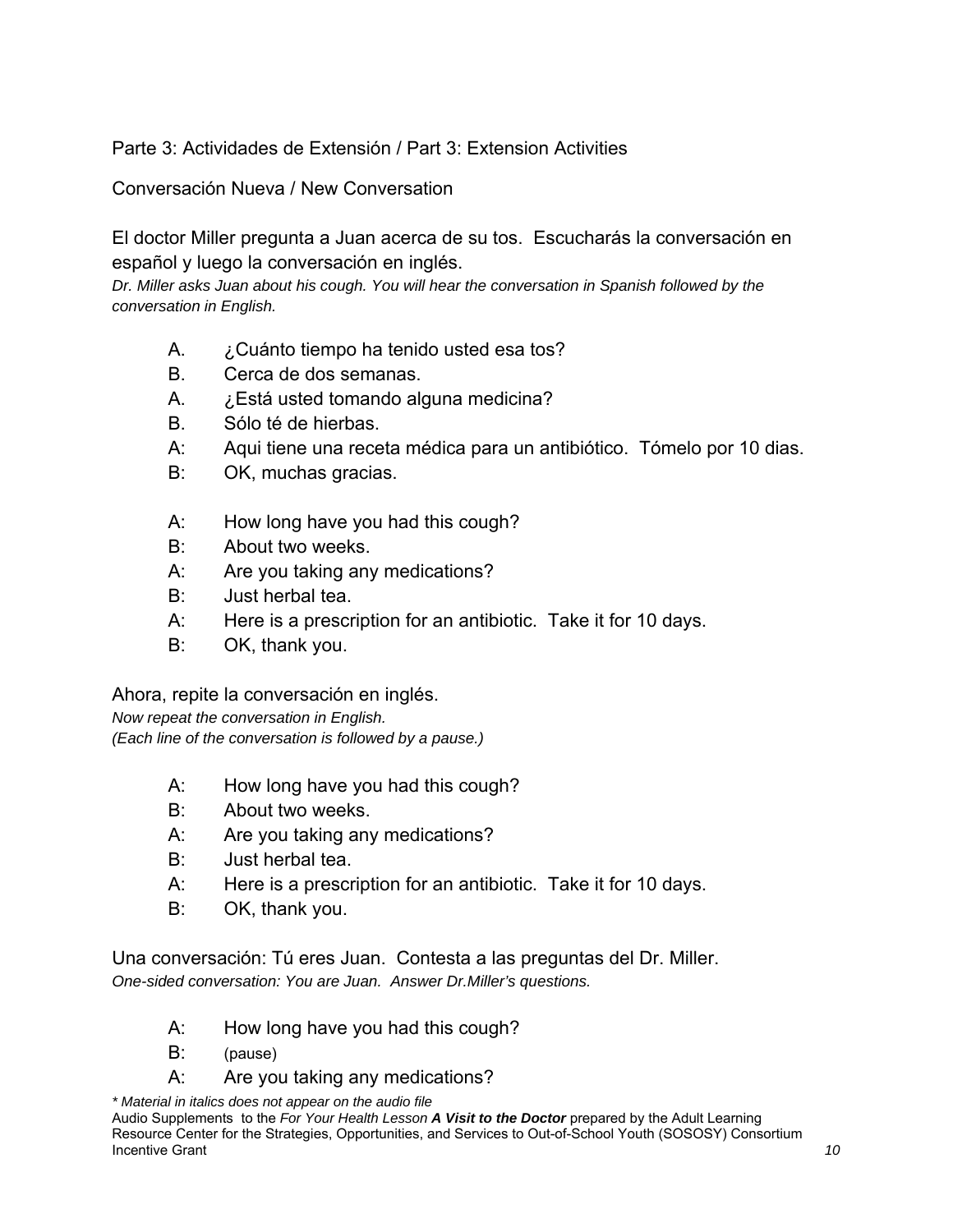Parte 3: Actividades de Extensión / Part 3: Extension Activities

Conversación Nueva / New Conversation

El doctor Miller pregunta a Juan acerca de su tos. Escucharás la conversación en español y luego la conversación en inglés.
*Dr. Miller asks Juan about his cough. You will hear the conversation in Spanish followed by the conversation in English.*

A. ¿Cuánto tiempo ha tenido usted esa tos?
B. Cerca de dos semanas.
A. ¿Está usted tomando alguna medicina?
B. Sólo té de hierbas.
A: Aqui tiene una receta médica para un antibiótico. Tómelo por 10 dias.
B: OK, muchas gracias.

A: How long have you had this cough?
B: About two weeks.
A: Are you taking any medications?
B: Just herbal tea.
A: Here is a prescription for an antibiotic. Take it for 10 days.
B: OK, thank you.

Ahora, repite la conversación en inglés.
*Now repeat the conversation in English.*
*(Each line of the conversation is followed by a pause.)*

A: How long have you had this cough?
B: About two weeks.
A: Are you taking any medications?
B: Just herbal tea.
A: Here is a prescription for an antibiotic. Take it for 10 days.
B: OK, thank you.

Una conversación: Tú eres Juan. Contesta a las preguntas del Dr. Miller.
*One-sided conversation: You are Juan. Answer Dr.Miller's questions.*

A: How long have you had this cough?
B: (pause)
A: Are you taking any medications?

*\* Material in italics does not appear on the audio file*
Audio Supplements to the *For Your Health Lesson* ***A Visit to the Doctor*** prepared by the Adult Learning Resource Center for the Strategies, Opportunities, and Services to Out-of-School Youth (SOSOSY) Consortium Incentive Grant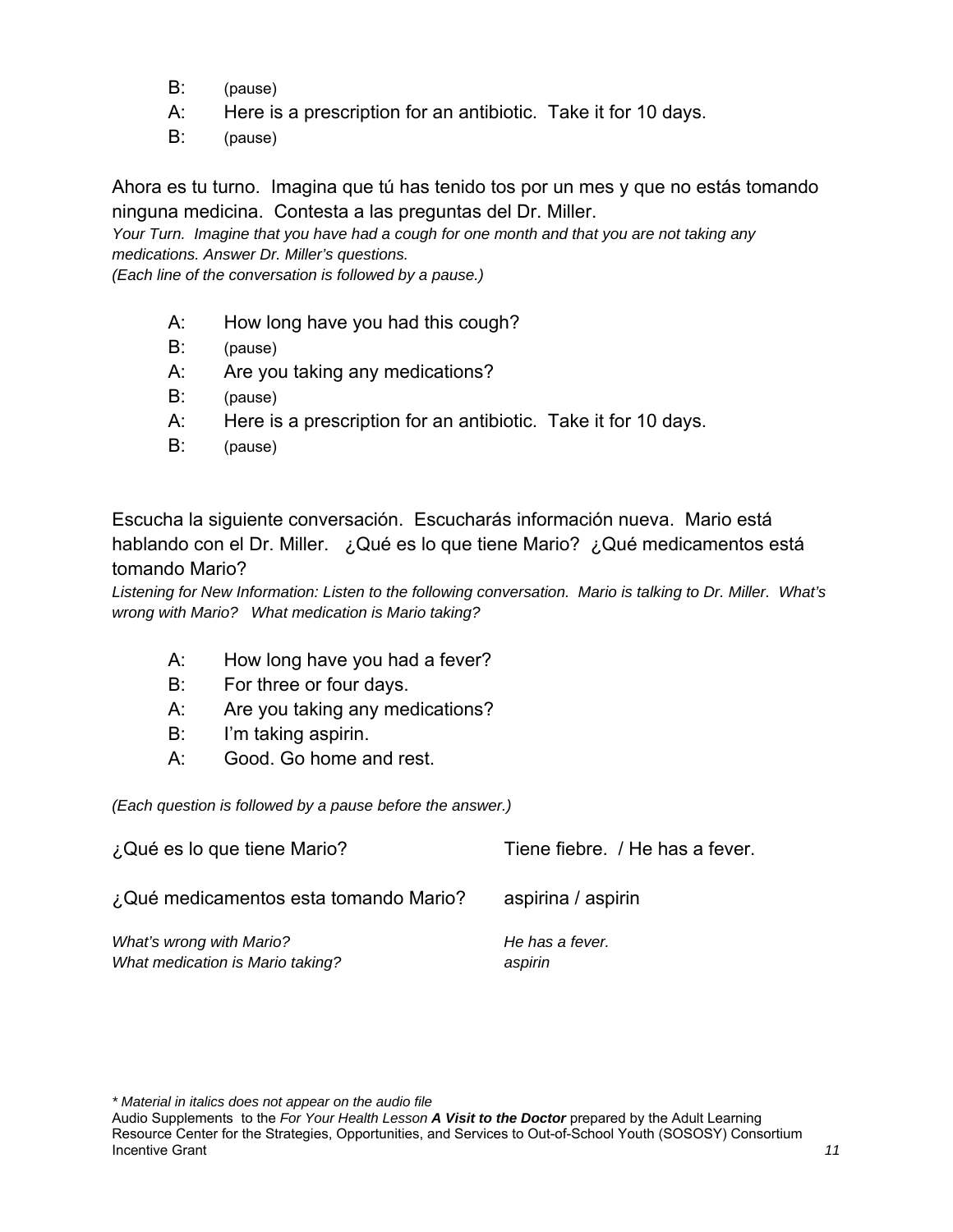B: (pause)

A: Here is a prescription for an antibiotic. Take it for 10 days.

B: (pause)

Ahora es tu turno. Imagina que tú has tenido tos por un mes y que no estás tomando ninguna medicina. Contesta a las preguntas del Dr. Miller.

*Your Turn. Imagine that you have had a cough for one month and that you are not taking any medications. Answer Dr. Miller's questions.*

*(Each line of the conversation is followed by a pause.)*

A: How long have you had this cough?

B: (pause)

A: Are you taking any medications?

B: (pause)

A: Here is a prescription for an antibiotic. Take it for 10 days.

B: (pause)

Escucha la siguiente conversación. Escucharás información nueva. Mario está hablando con el Dr. Miller. ¿Qué es lo que tiene Mario? ¿Qué medicamentos está tomando Mario?

*Listening for New Information: Listen to the following conversation. Mario is talking to Dr. Miller. What's wrong with Mario? What medication is Mario taking?*

A: How long have you had a fever?

B: For three or four days.

A: Are you taking any medications?

B: I'm taking aspirin.

A: Good. Go home and rest.

*(Each question is followed by a pause before the answer.)*

| | |
|---|---|
| ¿Qué es lo que tiene Mario? | Tiene fiebre. / He has a fever. |
| ¿Qué medicamentos esta tomando Mario? | aspirina / aspirin |
| *What's wrong with Mario?* | *He has a fever.* |
| *What medication is Mario taking?* | *aspirin* |

*\* Material in italics does not appear on the audio file*

Audio Supplements to the *For Your Health Lesson* ***A Visit to the Doctor*** prepared by the Adult Learning Resource Center for the Strategies, Opportunities, and Services to Out-of-School Youth (SOSOSY) Consortium Incentive Grant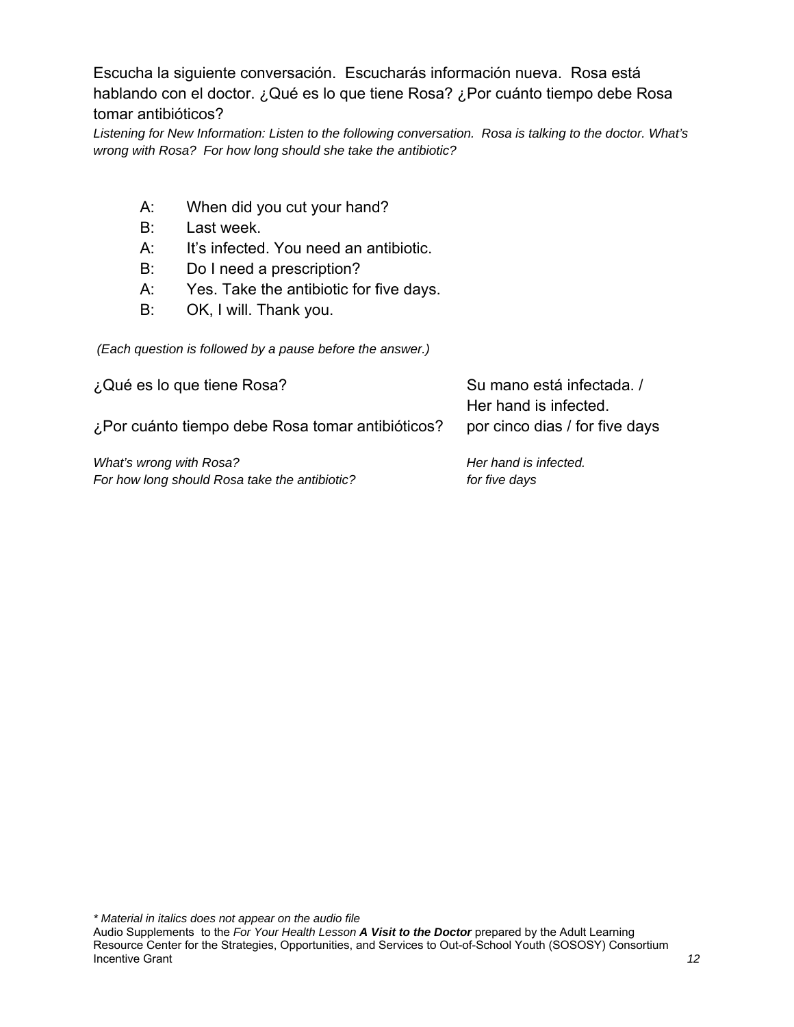Escucha la siguiente conversación. Escucharás información nueva. Rosa está hablando con el doctor. ¿Qué es lo que tiene Rosa? ¿Por cuánto tiempo debe Rosa tomar antibióticos?

*Listening for New Information: Listen to the following conversation. Rosa is talking to the doctor. What's wrong with Rosa? For how long should she take the antibiotic?*

A: When did you cut your hand?
B: Last week.
A: It's infected. You need an antibiotic.
B: Do I need a prescription?
A: Yes. Take the antibiotic for five days.
B: OK, I will. Thank you.

*(Each question is followed by a pause before the answer.)*

| | |
|---|---|
| ¿Qué es lo que tiene Rosa? | Su mano está infectada. / Her hand is infected. |
| ¿Por cuánto tiempo debe Rosa tomar antibióticos? | por cinco dias / for five days |
| *What's wrong with Rosa?* | *Her hand is infected.* |
| *For how long should Rosa take the antibiotic?* | *for five days* |

*\* Material in italics does not appear on the audio file*

Audio Supplements to the *For Your Health Lesson* ***A Visit to the Doctor*** prepared by the Adult Learning Resource Center for the Strategies, Opportunities, and Services to Out-of-School Youth (SOSOSY) Consortium Incentive Grant